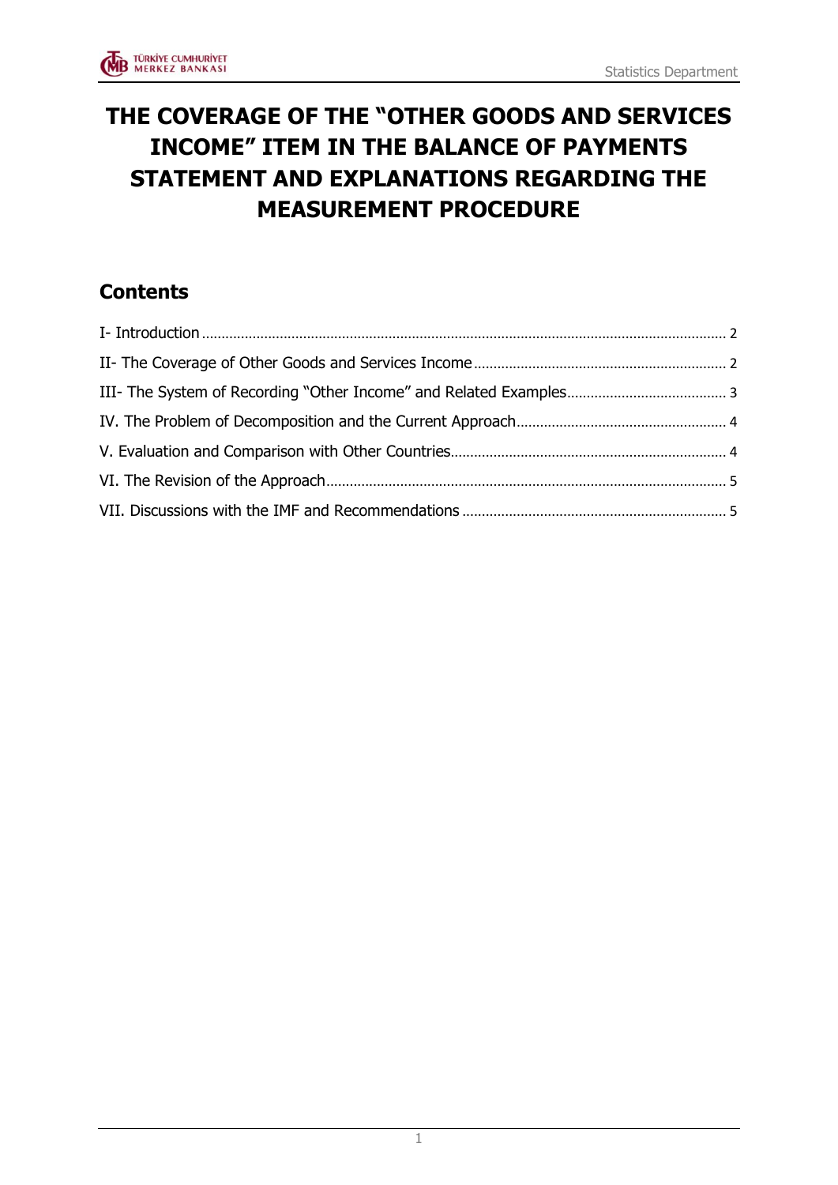# THE COVERAGE OF THE "OTHER GOODS AND SERVICES INCOME" ITEM IN THE BALANCE OF PAYMENTS STATEMENT AND EXPLANATIONS REGARDING THE MEASUREMENT PROCEDURE

## Contents

I- Introduction ........ 2

II- The Coverage of Other Goods and Services Income ........ 2

III- The System of Recording "Other Income" and Related Examples ........ 3

IV. The Problem of Decomposition and the Current Approach ........ 4

V. Evaluation and Comparison with Other Countries ........ 4

VI. The Revision of the Approach ........ 5

VII. Discussions with the IMF and Recommendations ........ 5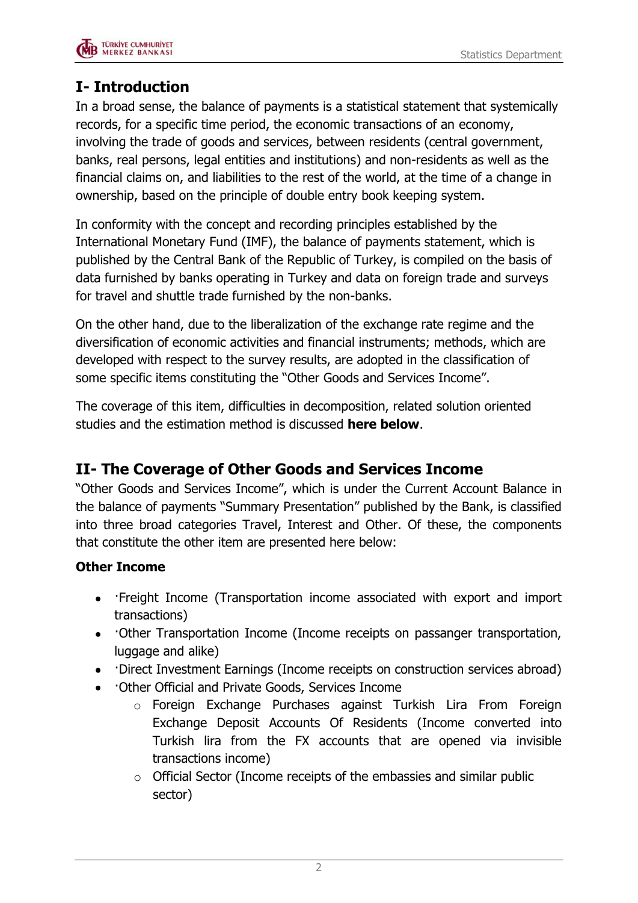## I- Introduction

In a broad sense, the balance of payments is a statistical statement that systemically records, for a specific time period, the economic transactions of an economy, involving the trade of goods and services, between residents (central government, banks, real persons, legal entities and institutions) and non-residents as well as the financial claims on, and liabilities to the rest of the world, at the time of a change in ownership, based on the principle of double entry book keeping system.

In conformity with the concept and recording principles established by the International Monetary Fund (IMF), the balance of payments statement, which is published by the Central Bank of the Republic of Turkey, is compiled on the basis of data furnished by banks operating in Turkey and data on foreign trade and surveys for travel and shuttle trade furnished by the non-banks.

On the other hand, due to the liberalization of the exchange rate regime and the diversification of economic activities and financial instruments; methods, which are developed with respect to the survey results, are adopted in the classification of some specific items constituting the "Other Goods and Services Income".

The coverage of this item, difficulties in decomposition, related solution oriented studies and the estimation method is discussed **here below**.

## II- The Coverage of Other Goods and Services Income

"Other Goods and Services Income", which is under the Current Account Balance in the balance of payments "Summary Presentation" published by the Bank, is classified into three broad categories Travel, Interest and Other. Of these, the components that constitute the other item are presented here below:

**Other Income**

- ·Freight Income (Transportation income associated with export and import transactions)
- ·Other Transportation Income (Income receipts on passanger transportation, luggage and alike)
- ·Direct Investment Earnings (Income receipts on construction services abroad)
- ·Other Official and Private Goods, Services Income
  - Foreign Exchange Purchases against Turkish Lira From Foreign Exchange Deposit Accounts Of Residents (Income converted into Turkish lira from the FX accounts that are opened via invisible transactions income)
  - Official Sector (Income receipts of the embassies and similar public sector)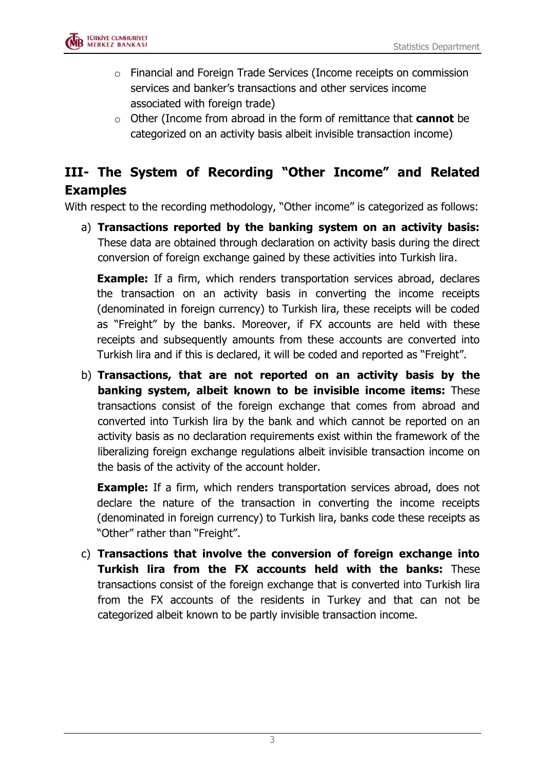- Financial and Foreign Trade Services (Income receipts on commission services and banker's transactions and other services income associated with foreign trade)
- Other (Income from abroad in the form of remittance that **cannot** be categorized on an activity basis albeit invisible transaction income)

## III- The System of Recording "Other Income" and Related Examples

With respect to the recording methodology, "Other income" is categorized as follows:

a) **Transactions reported by the banking system on an activity basis:** These data are obtained through declaration on activity basis during the direct conversion of foreign exchange gained by these activities into Turkish lira.

   **Example:** If a firm, which renders transportation services abroad, declares the transaction on an activity basis in converting the income receipts (denominated in foreign currency) to Turkish lira, these receipts will be coded as "Freight" by the banks. Moreover, if FX accounts are held with these receipts and subsequently amounts from these accounts are converted into Turkish lira and if this is declared, it will be coded and reported as "Freight".

b) **Transactions, that are not reported on an activity basis by the banking system, albeit known to be invisible income items:** These transactions consist of the foreign exchange that comes from abroad and converted into Turkish lira by the bank and which cannot be reported on an activity basis as no declaration requirements exist within the framework of the liberalizing foreign exchange regulations albeit invisible transaction income on the basis of the activity of the account holder.

   **Example:** If a firm, which renders transportation services abroad, does not declare the nature of the transaction in converting the income receipts (denominated in foreign currency) to Turkish lira, banks code these receipts as "Other" rather than "Freight".

c) **Transactions that involve the conversion of foreign exchange into Turkish lira from the FX accounts held with the banks:** These transactions consist of the foreign exchange that is converted into Turkish lira from the FX accounts of the residents in Turkey and that can not be categorized albeit known to be partly invisible transaction income.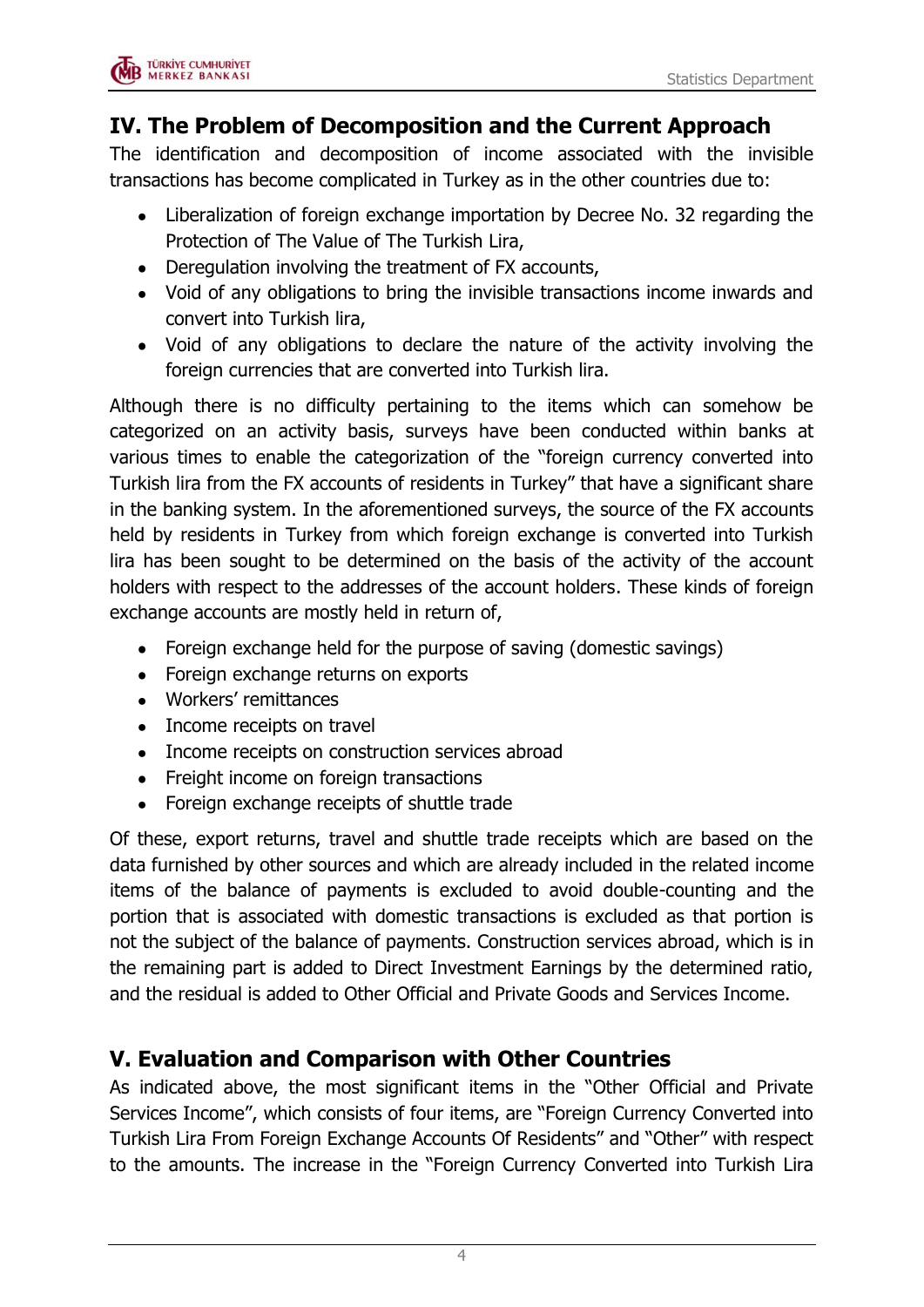## IV. The Problem of Decomposition and the Current Approach

The identification and decomposition of income associated with the invisible transactions has become complicated in Turkey as in the other countries due to:

- Liberalization of foreign exchange importation by Decree No. 32 regarding the Protection of The Value of The Turkish Lira,
- Deregulation involving the treatment of FX accounts,
- Void of any obligations to bring the invisible transactions income inwards and convert into Turkish lira,
- Void of any obligations to declare the nature of the activity involving the foreign currencies that are converted into Turkish lira.

Although there is no difficulty pertaining to the items which can somehow be categorized on an activity basis, surveys have been conducted within banks at various times to enable the categorization of the "foreign currency converted into Turkish lira from the FX accounts of residents in Turkey" that have a significant share in the banking system. In the aforementioned surveys, the source of the FX accounts held by residents in Turkey from which foreign exchange is converted into Turkish lira has been sought to be determined on the basis of the activity of the account holders with respect to the addresses of the account holders. These kinds of foreign exchange accounts are mostly held in return of,

- Foreign exchange held for the purpose of saving (domestic savings)
- Foreign exchange returns on exports
- Workers' remittances
- Income receipts on travel
- Income receipts on construction services abroad
- Freight income on foreign transactions
- Foreign exchange receipts of shuttle trade

Of these, export returns, travel and shuttle trade receipts which are based on the data furnished by other sources and which are already included in the related income items of the balance of payments is excluded to avoid double-counting and the portion that is associated with domestic transactions is excluded as that portion is not the subject of the balance of payments. Construction services abroad, which is in the remaining part is added to Direct Investment Earnings by the determined ratio, and the residual is added to Other Official and Private Goods and Services Income.

## V. Evaluation and Comparison with Other Countries

As indicated above, the most significant items in the "Other Official and Private Services Income", which consists of four items, are "Foreign Currency Converted into Turkish Lira From Foreign Exchange Accounts Of Residents" and "Other" with respect to the amounts. The increase in the "Foreign Currency Converted into Turkish Lira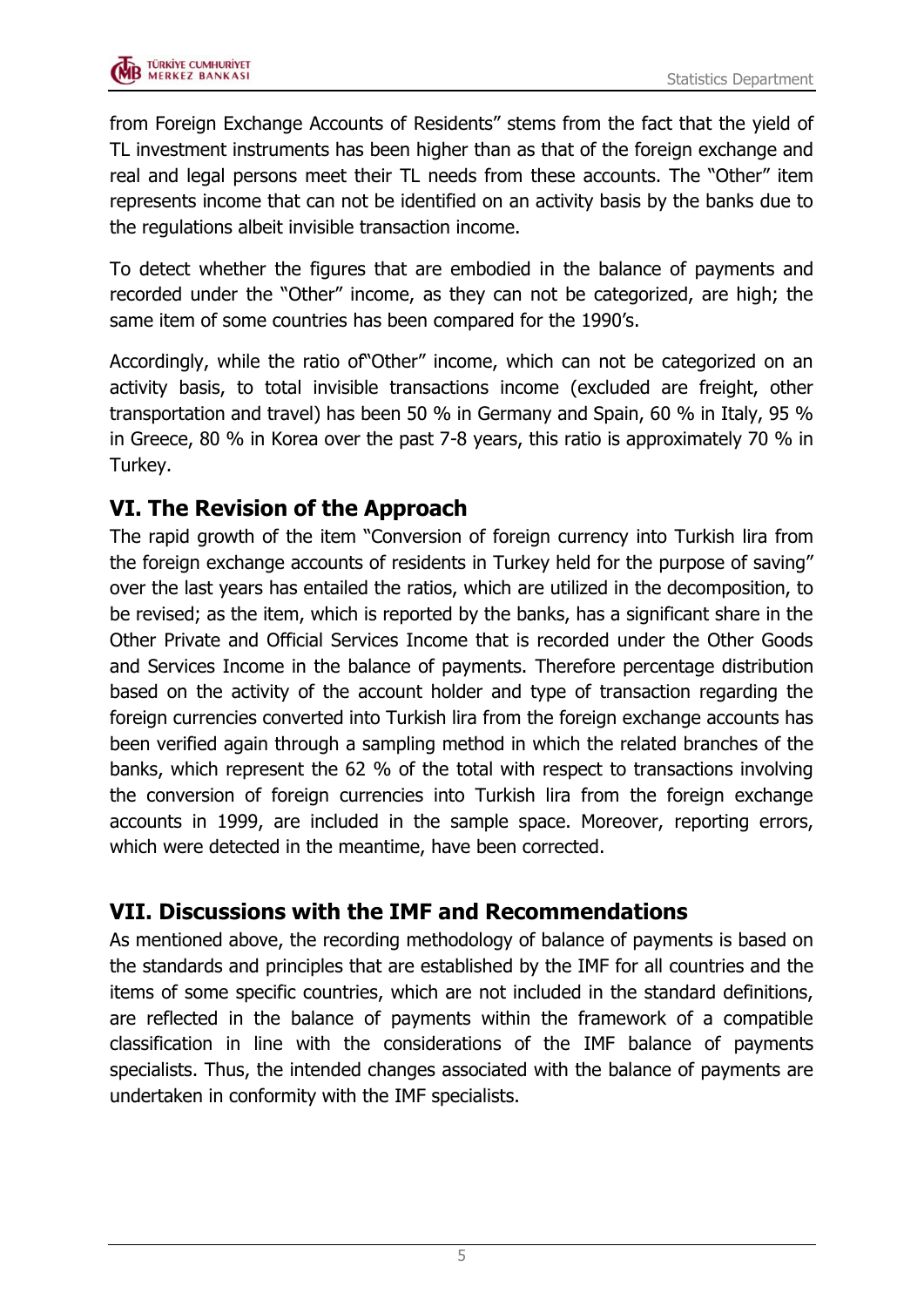from Foreign Exchange Accounts of Residents" stems from the fact that the yield of TL investment instruments has been higher than as that of the foreign exchange and real and legal persons meet their TL needs from these accounts. The "Other" item represents income that can not be identified on an activity basis by the banks due to the regulations albeit invisible transaction income.

To detect whether the figures that are embodied in the balance of payments and recorded under the "Other" income, as they can not be categorized, are high; the same item of some countries has been compared for the 1990's.

Accordingly, while the ratio of"Other" income, which can not be categorized on an activity basis, to total invisible transactions income (excluded are freight, other transportation and travel) has been 50 % in Germany and Spain, 60 % in Italy, 95 % in Greece, 80 % in Korea over the past 7-8 years, this ratio is approximately 70 % in Turkey.

## VI. The Revision of the Approach

The rapid growth of the item "Conversion of foreign currency into Turkish lira from the foreign exchange accounts of residents in Turkey held for the purpose of saving" over the last years has entailed the ratios, which are utilized in the decomposition, to be revised; as the item, which is reported by the banks, has a significant share in the Other Private and Official Services Income that is recorded under the Other Goods and Services Income in the balance of payments. Therefore percentage distribution based on the activity of the account holder and type of transaction regarding the foreign currencies converted into Turkish lira from the foreign exchange accounts has been verified again through a sampling method in which the related branches of the banks, which represent the 62 % of the total with respect to transactions involving the conversion of foreign currencies into Turkish lira from the foreign exchange accounts in 1999, are included in the sample space. Moreover, reporting errors, which were detected in the meantime, have been corrected.

## VII. Discussions with the IMF and Recommendations

As mentioned above, the recording methodology of balance of payments is based on the standards and principles that are established by the IMF for all countries and the items of some specific countries, which are not included in the standard definitions, are reflected in the balance of payments within the framework of a compatible classification in line with the considerations of the IMF balance of payments specialists. Thus, the intended changes associated with the balance of payments are undertaken in conformity with the IMF specialists.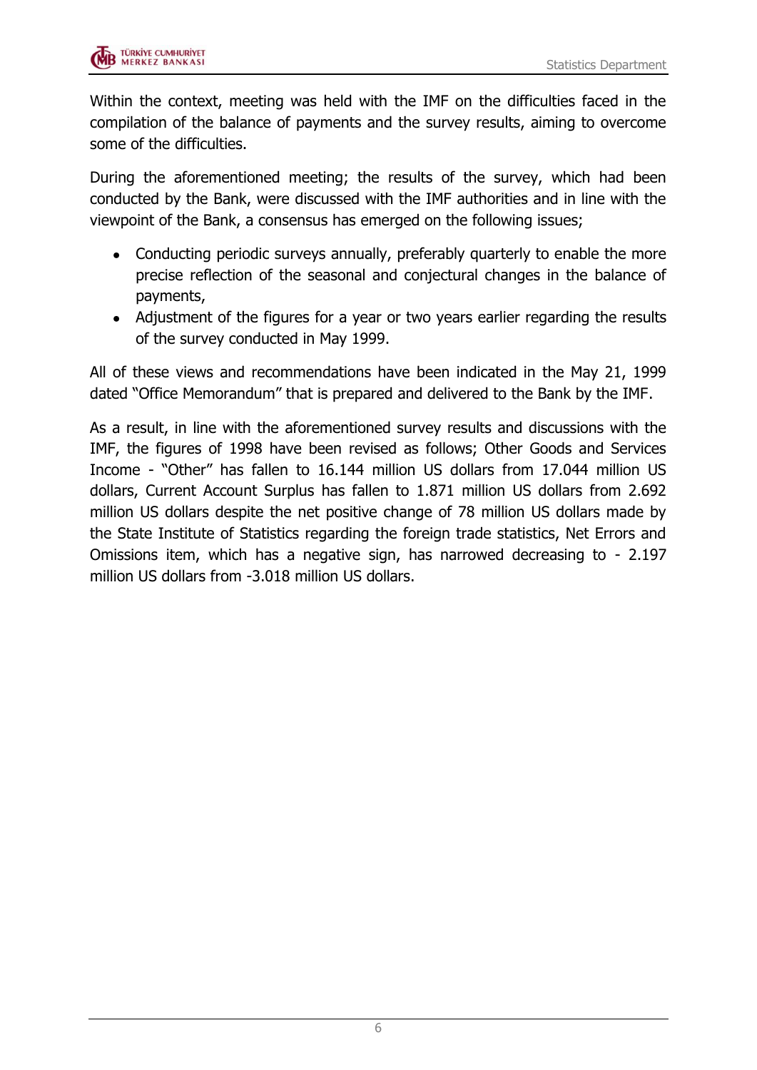Within the context, meeting was held with the IMF on the difficulties faced in the compilation of the balance of payments and the survey results, aiming to overcome some of the difficulties.

During the aforementioned meeting; the results of the survey, which had been conducted by the Bank, were discussed with the IMF authorities and in line with the viewpoint of the Bank, a consensus has emerged on the following issues;

- Conducting periodic surveys annually, preferably quarterly to enable the more precise reflection of the seasonal and conjectural changes in the balance of payments,
- Adjustment of the figures for a year or two years earlier regarding the results of the survey conducted in May 1999.

All of these views and recommendations have been indicated in the May 21, 1999 dated "Office Memorandum" that is prepared and delivered to the Bank by the IMF.

As a result, in line with the aforementioned survey results and discussions with the IMF, the figures of 1998 have been revised as follows; Other Goods and Services Income - "Other" has fallen to 16.144 million US dollars from 17.044 million US dollars, Current Account Surplus has fallen to 1.871 million US dollars from 2.692 million US dollars despite the net positive change of 78 million US dollars made by the State Institute of Statistics regarding the foreign trade statistics, Net Errors and Omissions item, which has a negative sign, has narrowed decreasing to - 2.197 million US dollars from -3.018 million US dollars.